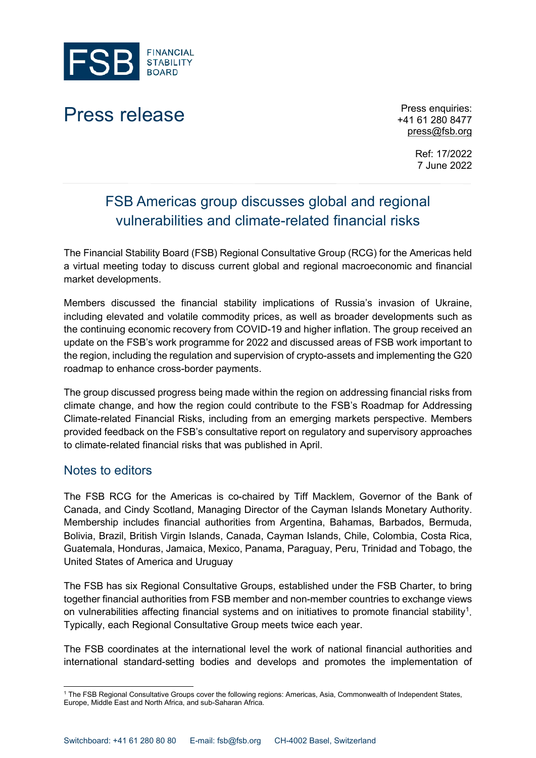FSB FINANCIAL STABILITY BOARD

# Press release

Press enquiries:
+41 61 280 8477
press@fsb.org

Ref: 17/2022
7 June 2022

## FSB Americas group discusses global and regional vulnerabilities and climate-related financial risks

The Financial Stability Board (FSB) Regional Consultative Group (RCG) for the Americas held a virtual meeting today to discuss current global and regional macroeconomic and financial market developments.

Members discussed the financial stability implications of Russia's invasion of Ukraine, including elevated and volatile commodity prices, as well as broader developments such as the continuing economic recovery from COVID-19 and higher inflation. The group received an update on the FSB's work programme for 2022 and discussed areas of FSB work important to the region, including the regulation and supervision of crypto-assets and implementing the G20 roadmap to enhance cross-border payments.

The group discussed progress being made within the region on addressing financial risks from climate change, and how the region could contribute to the FSB's Roadmap for Addressing Climate-related Financial Risks, including from an emerging markets perspective. Members provided feedback on the FSB's consultative report on regulatory and supervisory approaches to climate-related financial risks that was published in April.

## Notes to editors

The FSB RCG for the Americas is co-chaired by Tiff Macklem, Governor of the Bank of Canada, and Cindy Scotland, Managing Director of the Cayman Islands Monetary Authority. Membership includes financial authorities from Argentina, Bahamas, Barbados, Bermuda, Bolivia, Brazil, British Virgin Islands, Canada, Cayman Islands, Chile, Colombia, Costa Rica, Guatemala, Honduras, Jamaica, Mexico, Panama, Paraguay, Peru, Trinidad and Tobago, the United States of America and Uruguay

The FSB has six Regional Consultative Groups, established under the FSB Charter, to bring together financial authorities from FSB member and non-member countries to exchange views on vulnerabilities affecting financial systems and on initiatives to promote financial stability[1]. Typically, each Regional Consultative Group meets twice each year.

The FSB coordinates at the international level the work of national financial authorities and international standard-setting bodies and develops and promotes the implementation of

[1] The FSB Regional Consultative Groups cover the following regions: Americas, Asia, Commonwealth of Independent States, Europe, Middle East and North Africa, and sub-Saharan Africa.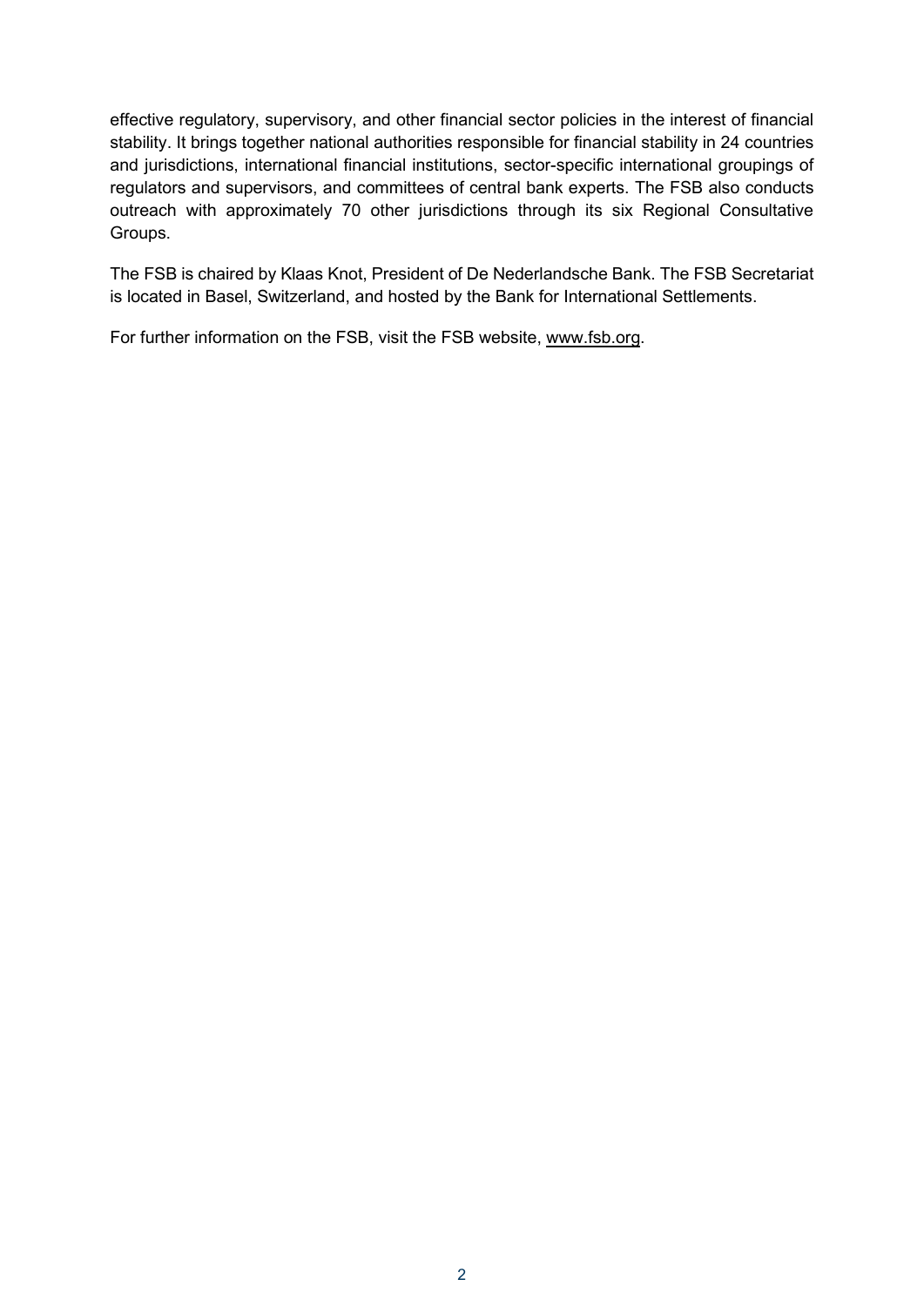effective regulatory, supervisory, and other financial sector policies in the interest of financial stability. It brings together national authorities responsible for financial stability in 24 countries and jurisdictions, international financial institutions, sector-specific international groupings of regulators and supervisors, and committees of central bank experts. The FSB also conducts outreach with approximately 70 other jurisdictions through its six Regional Consultative Groups.

The FSB is chaired by Klaas Knot, President of De Nederlandsche Bank. The FSB Secretariat is located in Basel, Switzerland, and hosted by the Bank for International Settlements.

For further information on the FSB, visit the FSB website, www.fsb.org.